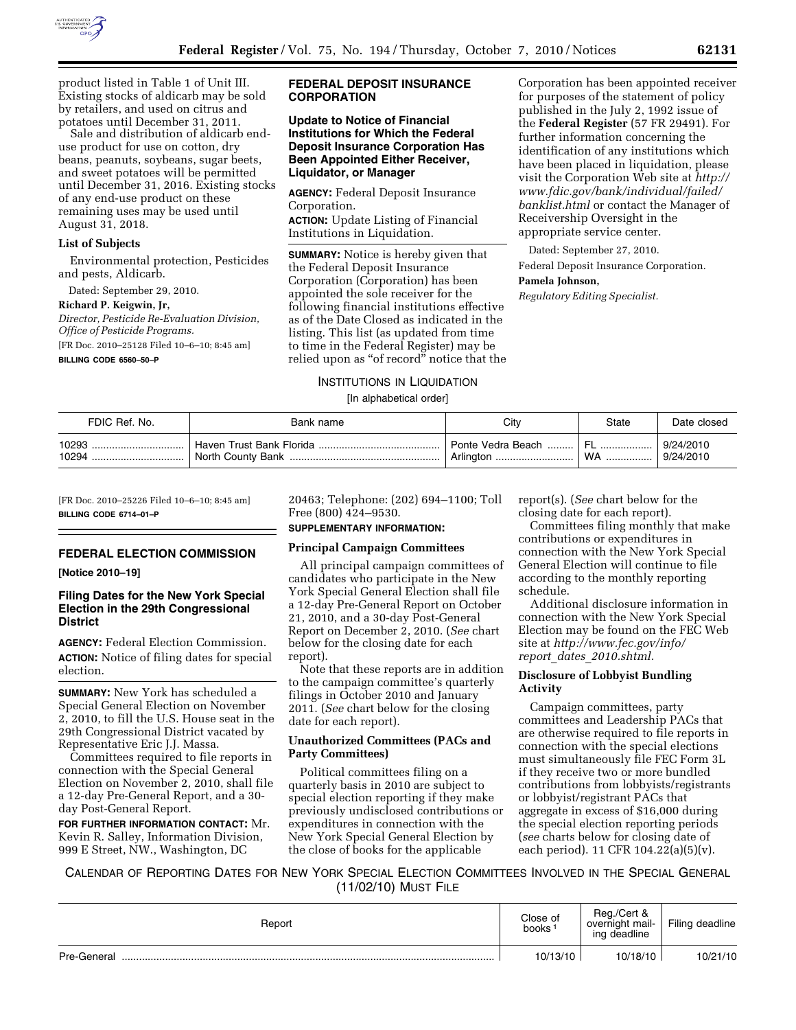product listed in Table 1 of Unit III. Existing stocks of aldicarb may be sold by retailers, and used on citrus and potatoes until December 31, 2011.

Sale and distribution of aldicarb end-use product for use on cotton, dry beans, peanuts, soybeans, sugar beets, and sweet potatoes will be permitted until December 31, 2016. Existing stocks of any end-use product on these remaining uses may be used until August 31, 2018.

**List of Subjects**

Environmental protection, Pesticides and pests, Aldicarb.

Dated: September 29, 2010.

**Richard P. Keigwin, Jr,**

*Director, Pesticide Re-Evaluation Division, Office of Pesticide Programs.*

[FR Doc. 2010–25128 Filed 10–6–10; 8:45 am]

**BILLING CODE 6560–50–P**

## FEDERAL DEPOSIT INSURANCE CORPORATION

### Update to Notice of Financial Institutions for Which the Federal Deposit Insurance Corporation Has Been Appointed Either Receiver, Liquidator, or Manager

**AGENCY:** Federal Deposit Insurance Corporation.

**ACTION:** Update Listing of Financial Institutions in Liquidation.

**SUMMARY:** Notice is hereby given that the Federal Deposit Insurance Corporation (Corporation) has been appointed the sole receiver for the following financial institutions effective as of the Date Closed as indicated in the listing. This list (as updated from time to time in the Federal Register) may be relied upon as "of record" notice that the Corporation has been appointed receiver for purposes of the statement of policy published in the July 2, 1992 issue of the **Federal Register** (57 FR 29491). For further information concerning the identification of any institutions which have been placed in liquidation, please visit the Corporation Web site at *http://www.fdic.gov/bank/individual/failed/banklist.html* or contact the Manager of Receivership Oversight in the appropriate service center.

Dated: September 27, 2010.

Federal Deposit Insurance Corporation.

**Pamela Johnson,**

*Regulatory Editing Specialist.*

INSTITUTIONS IN LIQUIDATION

[In alphabetical order]

| FDIC Ref. No. | Bank name | City | State | Date closed |
|---|---|---|---|---|
| 10293 | Haven Trust Bank Florida | Ponte Vedra Beach | FL | 9/24/2010 |
| 10294 | North County Bank | Arlington | WA | 9/24/2010 |

[FR Doc. 2010–25226 Filed 10–6–10; 8:45 am]

**BILLING CODE 6714–01–P**

## FEDERAL ELECTION COMMISSION

**[Notice 2010–19]**

### Filing Dates for the New York Special Election in the 29th Congressional District

**AGENCY:** Federal Election Commission.

**ACTION:** Notice of filing dates for special election.

**SUMMARY:** New York has scheduled a Special General Election on November 2, 2010, to fill the U.S. House seat in the 29th Congressional District vacated by Representative Eric J.J. Massa.

Committees required to file reports in connection with the Special General Election on November 2, 2010, shall file a 12-day Pre-General Report, and a 30-day Post-General Report.

**FOR FURTHER INFORMATION CONTACT:** Mr. Kevin R. Salley, Information Division, 999 E Street, NW., Washington, DC 20463; Telephone: (202) 694–1100; Toll Free (800) 424–9530.

**SUPPLEMENTARY INFORMATION:**

**Principal Campaign Committees**

All principal campaign committees of candidates who participate in the New York Special General Election shall file a 12-day Pre-General Report on October 21, 2010, and a 30-day Post-General Report on December 2, 2010. (*See* chart below for the closing date for each report).

Note that these reports are in addition to the campaign committee's quarterly filings in October 2010 and January 2011. (*See* chart below for the closing date for each report).

**Unauthorized Committees (PACs and Party Committees)**

Political committees filing on a quarterly basis in 2010 are subject to special election reporting if they make previously undisclosed contributions or expenditures in connection with the New York Special General Election by the close of books for the applicable report(s). (*See* chart below for the closing date for each report).

Committees filing monthly that make contributions or expenditures in connection with the New York Special General Election will continue to file according to the monthly reporting schedule.

Additional disclosure information in connection with the New York Special Election may be found on the FEC Web site at *http://www.fec.gov/info/report_dates_2010.shtml.*

**Disclosure of Lobbyist Bundling Activity**

Campaign committees, party committees and Leadership PACs that are otherwise required to file reports in connection with the special elections must simultaneously file FEC Form 3L if they receive two or more bundled contributions from lobbyists/registrants or lobbyist/registrant PACs that aggregate in excess of $16,000 during the special election reporting periods (*see* charts below for closing date of each period). 11 CFR 104.22(a)(5)(v).

CALENDAR OF REPORTING DATES FOR NEW YORK SPECIAL ELECTION COMMITTEES INVOLVED IN THE SPECIAL GENERAL (11/02/10) MUST FILE

| Report | Close of books [1] | Reg./Cert & overnight mailing deadline | Filing deadline |
|---|---|---|---|
| Pre-General | 10/13/10 | 10/18/10 | 10/21/10 |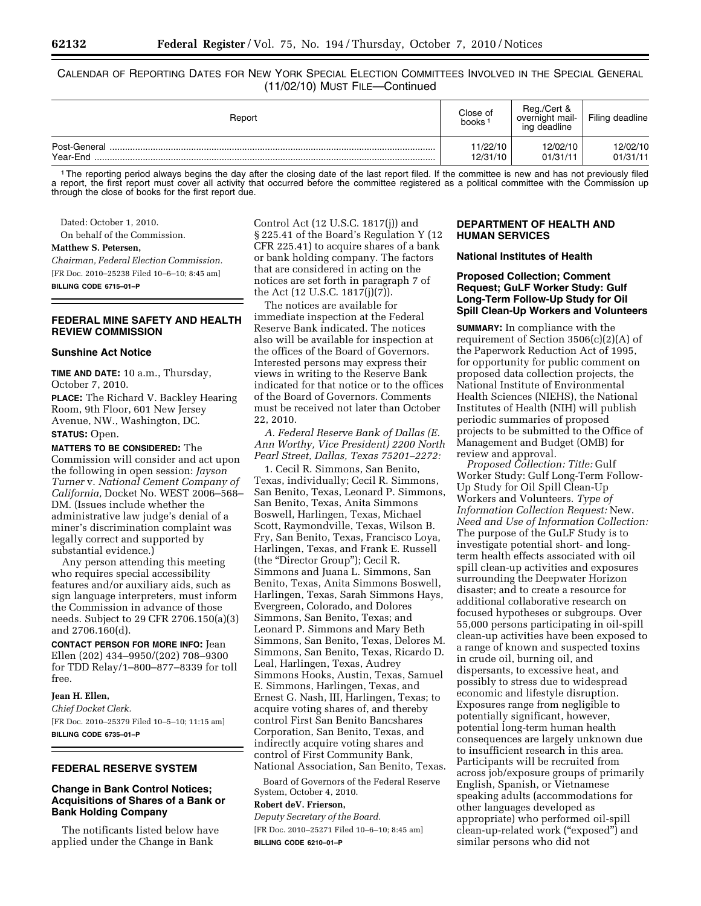CALENDAR OF REPORTING DATES FOR NEW YORK SPECIAL ELECTION COMMITTEES INVOLVED IN THE SPECIAL GENERAL (11/02/10) MUST FILE—Continued

| Report | Close of books [1] | Reg./Cert & overnight mailing deadline | Filing deadline |
|---|---|---|---|
| Post-General | 11/22/10 | 12/02/10 | 12/02/10 |
| Year-End | 12/31/10 | 01/31/11 | 01/31/11 |

[1] The reporting period always begins the day after the closing date of the last report filed. If the committee is new and has not previously filed a report, the first report must cover all activity that occurred before the committee registered as a political committee with the Commission up through the close of books for the first report due.

Dated: October 1, 2010.

On behalf of the Commission.

**Matthew S. Petersen,**

*Chairman, Federal Election Commission.*

[FR Doc. 2010–25238 Filed 10–6–10; 8:45 am]

**BILLING CODE 6715–01–P**

## FEDERAL MINE SAFETY AND HEALTH REVIEW COMMISSION

### Sunshine Act Notice

**TIME AND DATE:** 10 a.m., Thursday, October 7, 2010.

**PLACE:** The Richard V. Backley Hearing Room, 9th Floor, 601 New Jersey Avenue, NW., Washington, DC.

**STATUS:** Open.

**MATTERS TO BE CONSIDERED:** The Commission will consider and act upon the following in open session: *Jayson Turner* v. *National Cement Company of California,* Docket No. WEST 2006–568–DM. (Issues include whether the administrative law judge's denial of a miner's discrimination complaint was legally correct and supported by substantial evidence.)

Any person attending this meeting who requires special accessibility features and/or auxiliary aids, such as sign language interpreters, must inform the Commission in advance of those needs. Subject to 29 CFR 2706.150(a)(3) and 2706.160(d).

**CONTACT PERSON FOR MORE INFO:** Jean Ellen (202) 434–9950/(202) 708–9300 for TDD Relay/1–800–877–8339 for toll free.

**Jean H. Ellen,**

*Chief Docket Clerk.*

[FR Doc. 2010–25379 Filed 10–5–10; 11:15 am]

**BILLING CODE 6735–01–P**

## FEDERAL RESERVE SYSTEM

### Change in Bank Control Notices; Acquisitions of Shares of a Bank or Bank Holding Company

The notificants listed below have applied under the Change in Bank Control Act (12 U.S.C. 1817(j)) and § 225.41 of the Board's Regulation Y (12 CFR 225.41) to acquire shares of a bank or bank holding company. The factors that are considered in acting on the notices are set forth in paragraph 7 of the Act (12 U.S.C. 1817(j)(7)).

The notices are available for immediate inspection at the Federal Reserve Bank indicated. The notices also will be available for inspection at the offices of the Board of Governors. Interested persons may express their views in writing to the Reserve Bank indicated for that notice or to the offices of the Board of Governors. Comments must be received not later than October 22, 2010.

*A. Federal Reserve Bank of Dallas (E. Ann Worthy, Vice President) 2200 North Pearl Street, Dallas, Texas 75201–2272:*

1. Cecil R. Simmons, San Benito, Texas, individually; Cecil R. Simmons, San Benito, Texas, Leonard P. Simmons, San Benito, Texas, Anita Simmons Boswell, Harlingen, Texas, Michael Scott, Raymondville, Texas, Wilson B. Fry, San Benito, Texas, Francisco Loya, Harlingen, Texas, and Frank E. Russell (the "Director Group"); Cecil R. Simmons and Juana L. Simmons, San Benito, Texas, Anita Simmons Boswell, Harlingen, Texas, Sarah Simmons Hays, Evergreen, Colorado, and Dolores Simmons, San Benito, Texas; and Leonard P. Simmons and Mary Beth Simmons, San Benito, Texas, Delores M. Simmons, San Benito, Texas, Ricardo D. Leal, Harlingen, Texas, Audrey Simmons Hooks, Austin, Texas, Samuel E. Simmons, Harlingen, Texas, and Ernest G. Nash, III, Harlingen, Texas; to acquire voting shares of, and thereby control First San Benito Bancshares Corporation, San Benito, Texas, and indirectly acquire voting shares and control of First Community Bank, National Association, San Benito, Texas.

Board of Governors of the Federal Reserve System, October 4, 2010.

**Robert deV. Frierson,**

*Deputy Secretary of the Board.*

[FR Doc. 2010–25271 Filed 10–6–10; 8:45 am]

**BILLING CODE 6210–01–P**

## DEPARTMENT OF HEALTH AND HUMAN SERVICES

### National Institutes of Health

### Proposed Collection; Comment Request; GuLF Worker Study: Gulf Long-Term Follow-Up Study for Oil Spill Clean-Up Workers and Volunteers

**SUMMARY:** In compliance with the requirement of Section 3506(c)(2)(A) of the Paperwork Reduction Act of 1995, for opportunity for public comment on proposed data collection projects, the National Institute of Environmental Health Sciences (NIEHS), the National Institutes of Health (NIH) will publish periodic summaries of proposed projects to be submitted to the Office of Management and Budget (OMB) for review and approval.

*Proposed Collection: Title:* Gulf Worker Study: Gulf Long-Term Follow-Up Study for Oil Spill Clean-Up Workers and Volunteers. *Type of Information Collection Request:* New. *Need and Use of Information Collection:* The purpose of the GuLF Study is to investigate potential short- and long-term health effects associated with oil spill clean-up activities and exposures surrounding the Deepwater Horizon disaster; and to create a resource for additional collaborative research on focused hypotheses or subgroups. Over 55,000 persons participating in oil-spill clean-up activities have been exposed to a range of known and suspected toxins in crude oil, burning oil, and dispersants, to excessive heat, and possibly to stress due to widespread economic and lifestyle disruption. Exposures range from negligible to potentially significant, however, potential long-term human health consequences are largely unknown due to insufficient research in this area. Participants will be recruited from across job/exposure groups of primarily English, Spanish, or Vietnamese speaking adults (accommodations for other languages developed as appropriate) who performed oil-spill clean-up-related work ("exposed") and similar persons who did not